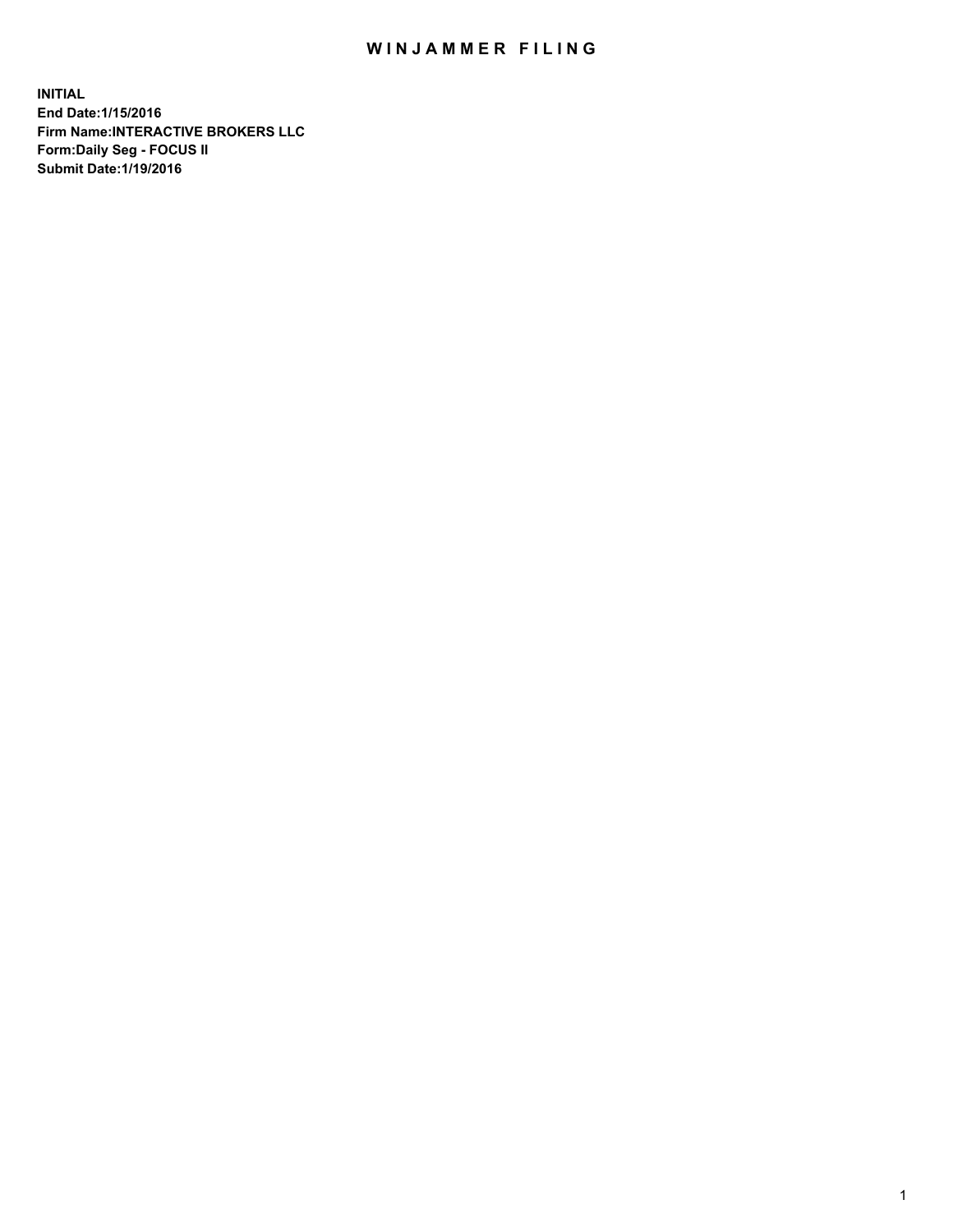# WINJAMMER FILING

**INITIAL**
**End Date:1/15/2016**
**Firm Name:INTERACTIVE BROKERS LLC**
**Form:Daily Seg - FOCUS II**
**Submit Date:1/19/2016**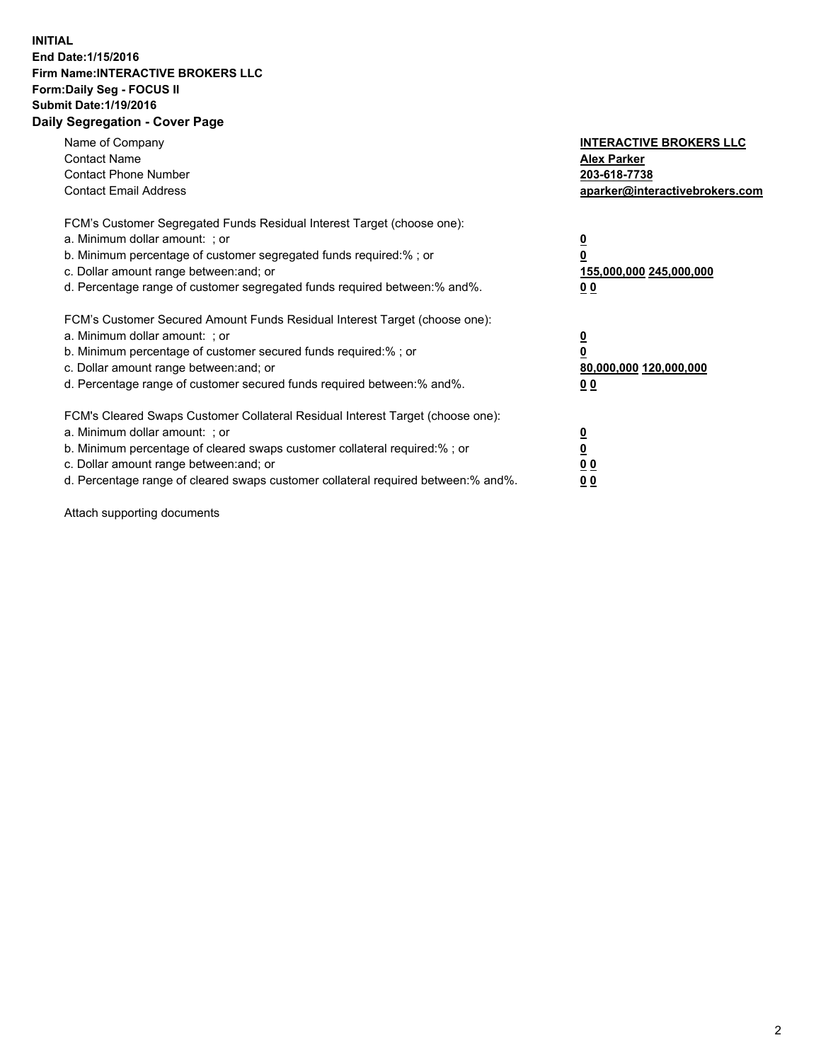**INITIAL**
**End Date:1/15/2016**
**Firm Name:INTERACTIVE BROKERS LLC**
**Form:Daily Seg - FOCUS II**
**Submit Date:1/19/2016**

## Daily Segregation - Cover Page

| | |
|---|---|
| Name of Company | **INTERACTIVE BROKERS LLC** |
| Contact Name | **Alex Parker** |
| Contact Phone Number | **203-618-7738** |
| Contact Email Address | **aparker@interactivebrokers.com** |

FCM's Customer Segregated Funds Residual Interest Target (choose one):

| | |
|---|---|
| a. Minimum dollar amount: ; or | **0** |
| b. Minimum percentage of customer segregated funds required:% ; or | **0** |
| c. Dollar amount range between:and; or | **155,000,000** **245,000,000** |
| d. Percentage range of customer segregated funds required between:% and%. | **0** **0** |

FCM's Customer Secured Amount Funds Residual Interest Target (choose one):

| | |
|---|---|
| a. Minimum dollar amount: ; or | **0** |
| b. Minimum percentage of customer secured funds required:% ; or | **0** |
| c. Dollar amount range between:and; or | **80,000,000** **120,000,000** |
| d. Percentage range of customer secured funds required between:% and%. | **0** **0** |

FCM's Cleared Swaps Customer Collateral Residual Interest Target (choose one):

| | |
|---|---|
| a. Minimum dollar amount: ; or | **0** |
| b. Minimum percentage of cleared swaps customer collateral required:% ; or | **0** |
| c. Dollar amount range between:and; or | **0** **0** |
| d. Percentage range of cleared swaps customer collateral required between:% and%. | **0** **0** |

Attach supporting documents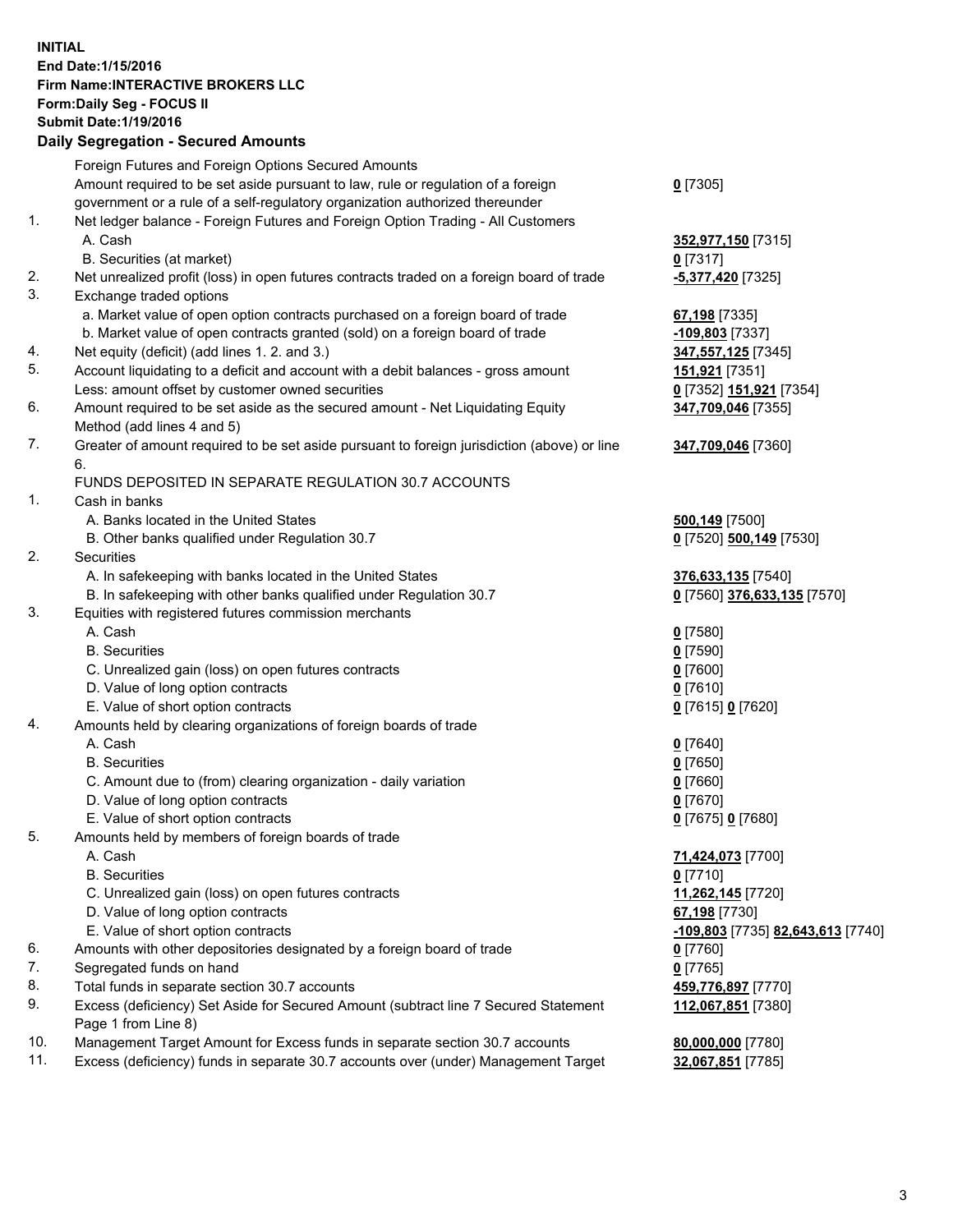**INITIAL**
**End Date:1/15/2016**
**Firm Name:INTERACTIVE BROKERS LLC**
**Form:Daily Seg - FOCUS II**
**Submit Date:1/19/2016**
**Daily Segregation - Secured Amounts**

| | | |
|---|---|---|
| | Foreign Futures and Foreign Options Secured Amounts | |
| | Amount required to be set aside pursuant to law, rule or regulation of a foreign government or a rule of a self-regulatory organization authorized thereunder | **0** [7305] |
| 1. | Net ledger balance - Foreign Futures and Foreign Option Trading - All Customers | |
| | A. Cash | **352,977,150** [7315] |
| | B. Securities (at market) | **0** [7317] |
| 2. | Net unrealized profit (loss) in open futures contracts traded on a foreign board of trade | **-5,377,420** [7325] |
| 3. | Exchange traded options | |
| | a. Market value of open option contracts purchased on a foreign board of trade | **67,198** [7335] |
| | b. Market value of open contracts granted (sold) on a foreign board of trade | **-109,803** [7337] |
| 4. | Net equity (deficit) (add lines 1. 2. and 3.) | **347,557,125** [7345] |
| 5. | Account liquidating to a deficit and account with a debit balances - gross amount | **151,921** [7351] |
| | Less: amount offset by customer owned securities | **0** [7352] **151,921** [7354] |
| 6. | Amount required to be set aside as the secured amount - Net Liquidating Equity Method (add lines 4 and 5) | **347,709,046** [7355] |
| 7. | Greater of amount required to be set aside pursuant to foreign jurisdiction (above) or line 6. | **347,709,046** [7360] |
| | FUNDS DEPOSITED IN SEPARATE REGULATION 30.7 ACCOUNTS | |
| 1. | Cash in banks | |
| | A. Banks located in the United States | **500,149** [7500] |
| | B. Other banks qualified under Regulation 30.7 | **0** [7520] **500,149** [7530] |
| 2. | Securities | |
| | A. In safekeeping with banks located in the United States | **376,633,135** [7540] |
| | B. In safekeeping with other banks qualified under Regulation 30.7 | **0** [7560] **376,633,135** [7570] |
| 3. | Equities with registered futures commission merchants | |
| | A. Cash | **0** [7580] |
| | B. Securities | **0** [7590] |
| | C. Unrealized gain (loss) on open futures contracts | **0** [7600] |
| | D. Value of long option contracts | **0** [7610] |
| | E. Value of short option contracts | **0** [7615] **0** [7620] |
| 4. | Amounts held by clearing organizations of foreign boards of trade | |
| | A. Cash | **0** [7640] |
| | B. Securities | **0** [7650] |
| | C. Amount due to (from) clearing organization - daily variation | **0** [7660] |
| | D. Value of long option contracts | **0** [7670] |
| | E. Value of short option contracts | **0** [7675] **0** [7680] |
| 5. | Amounts held by members of foreign boards of trade | |
| | A. Cash | **71,424,073** [7700] |
| | B. Securities | **0** [7710] |
| | C. Unrealized gain (loss) on open futures contracts | **11,262,145** [7720] |
| | D. Value of long option contracts | **67,198** [7730] |
| | E. Value of short option contracts | **-109,803** [7735] **82,643,613** [7740] |
| 6. | Amounts with other depositories designated by a foreign board of trade | **0** [7760] |
| 7. | Segregated funds on hand | **0** [7765] |
| 8. | Total funds in separate section 30.7 accounts | **459,776,897** [7770] |
| 9. | Excess (deficiency) Set Aside for Secured Amount (subtract line 7 Secured Statement Page 1 from Line 8) | **112,067,851** [7380] |
| 10. | Management Target Amount for Excess funds in separate section 30.7 accounts | **80,000,000** [7780] |
| 11. | Excess (deficiency) funds in separate 30.7 accounts over (under) Management Target | **32,067,851** [7785] |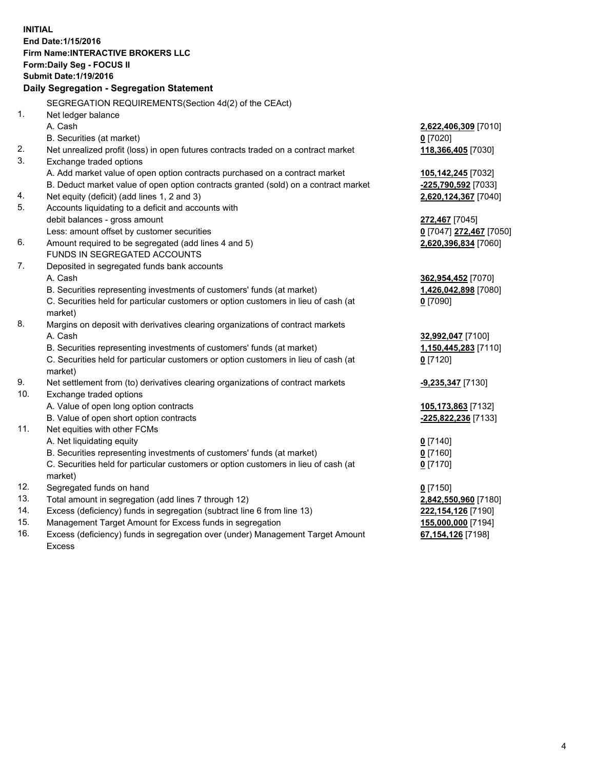**INITIAL**
**End Date:1/15/2016**
**Firm Name:INTERACTIVE BROKERS LLC**
**Form:Daily Seg - FOCUS II**
**Submit Date:1/19/2016**

**Daily Segregation - Segregation Statement**

| | | |
|---|---|---|
| | SEGREGATION REQUIREMENTS(Section 4d(2) of the CEAct) | |
| 1. | Net ledger balance | |
| | A. Cash | **2,622,406,309** [7010] |
| | B. Securities (at market) | **0** [7020] |
| 2. | Net unrealized profit (loss) in open futures contracts traded on a contract market | **118,366,405** [7030] |
| 3. | Exchange traded options | |
| | A. Add market value of open option contracts purchased on a contract market | **105,142,245** [7032] |
| | B. Deduct market value of open option contracts granted (sold) on a contract market | **-225,790,592** [7033] |
| 4. | Net equity (deficit) (add lines 1, 2 and 3) | **2,620,124,367** [7040] |
| 5. | Accounts liquidating to a deficit and accounts with | |
| | debit balances - gross amount | **272,467** [7045] |
| | Less: amount offset by customer securities | **0** [7047] **272,467** [7050] |
| 6. | Amount required to be segregated (add lines 4 and 5) | **2,620,396,834** [7060] |
| | FUNDS IN SEGREGATED ACCOUNTS | |
| 7. | Deposited in segregated funds bank accounts | |
| | A. Cash | **362,954,452** [7070] |
| | B. Securities representing investments of customers' funds (at market) | **1,426,042,898** [7080] |
| | C. Securities held for particular customers or option customers in lieu of cash (at market) | **0** [7090] |
| 8. | Margins on deposit with derivatives clearing organizations of contract markets | |
| | A. Cash | **32,992,047** [7100] |
| | B. Securities representing investments of customers' funds (at market) | **1,150,445,283** [7110] |
| | C. Securities held for particular customers or option customers in lieu of cash (at market) | **0** [7120] |
| 9. | Net settlement from (to) derivatives clearing organizations of contract markets | **-9,235,347** [7130] |
| 10. | Exchange traded options | |
| | A. Value of open long option contracts | **105,173,863** [7132] |
| | B. Value of open short option contracts | **-225,822,236** [7133] |
| 11. | Net equities with other FCMs | |
| | A. Net liquidating equity | **0** [7140] |
| | B. Securities representing investments of customers' funds (at market) | **0** [7160] |
| | C. Securities held for particular customers or option customers in lieu of cash (at market) | **0** [7170] |
| 12. | Segregated funds on hand | **0** [7150] |
| 13. | Total amount in segregation (add lines 7 through 12) | **2,842,550,960** [7180] |
| 14. | Excess (deficiency) funds in segregation (subtract line 6 from line 13) | **222,154,126** [7190] |
| 15. | Management Target Amount for Excess funds in segregation | **155,000,000** [7194] |
| 16. | Excess (deficiency) funds in segregation over (under) Management Target Amount Excess | **67,154,126** [7198] |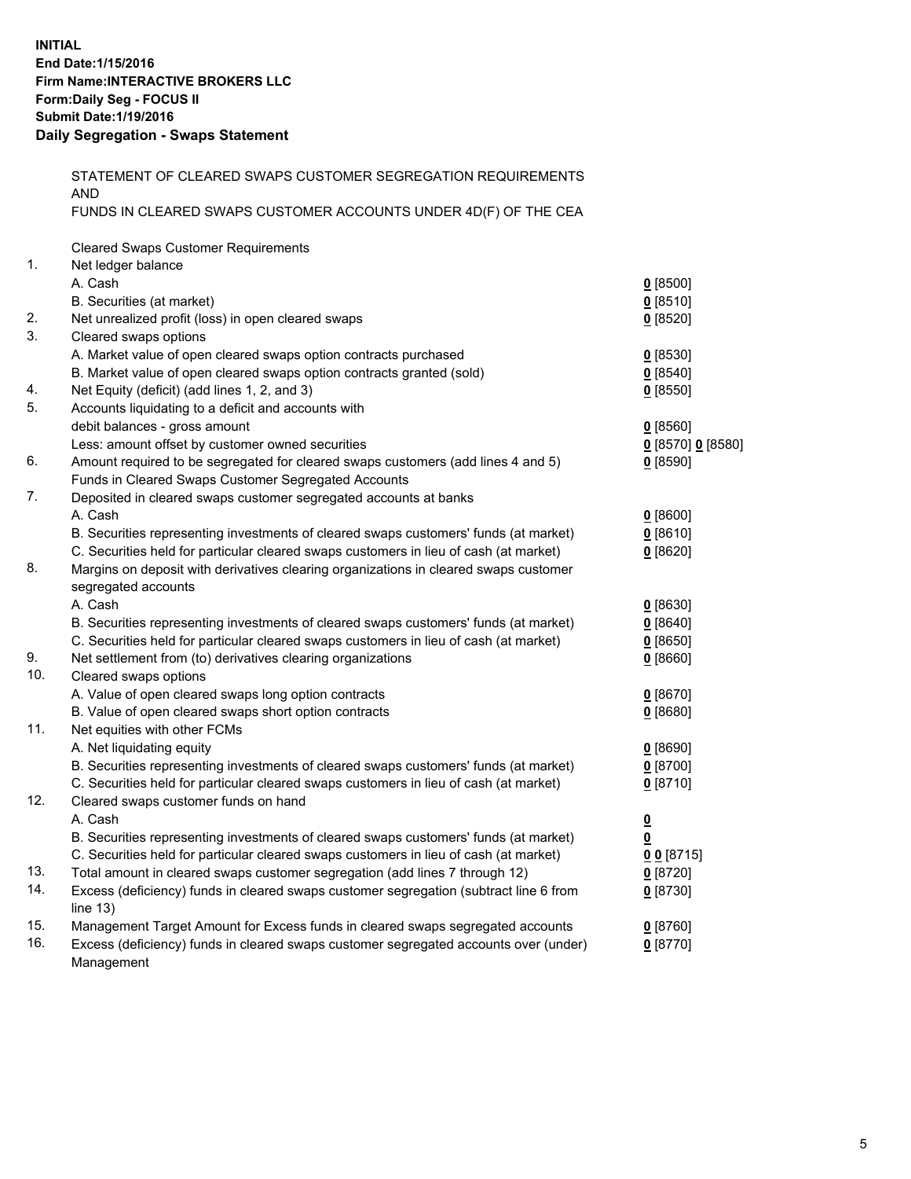**INITIAL**
**End Date:1/15/2016**
**Firm Name:INTERACTIVE BROKERS LLC**
**Form:Daily Seg - FOCUS II**
**Submit Date:1/19/2016**
**Daily Segregation - Swaps Statement**

STATEMENT OF CLEARED SWAPS CUSTOMER SEGREGATION REQUIREMENTS
AND
FUNDS IN CLEARED SWAPS CUSTOMER ACCOUNTS UNDER 4D(F) OF THE CEA

| | | |
|---|---|---|
| | Cleared Swaps Customer Requirements | |
| 1. | Net ledger balance | |
| | A. Cash | 0 [8500] |
| | B. Securities (at market) | 0 [8510] |
| 2. | Net unrealized profit (loss) in open cleared swaps | 0 [8520] |
| 3. | Cleared swaps options | |
| | A. Market value of open cleared swaps option contracts purchased | 0 [8530] |
| | B. Market value of open cleared swaps option contracts granted (sold) | 0 [8540] |
| 4. | Net Equity (deficit) (add lines 1, 2, and 3) | 0 [8550] |
| 5. | Accounts liquidating to a deficit and accounts with | |
| | debit balances - gross amount | 0 [8560] |
| | Less: amount offset by customer owned securities | 0 [8570] 0 [8580] |
| 6. | Amount required to be segregated for cleared swaps customers (add lines 4 and 5) | 0 [8590] |
| | Funds in Cleared Swaps Customer Segregated Accounts | |
| 7. | Deposited in cleared swaps customer segregated accounts at banks | |
| | A. Cash | 0 [8600] |
| | B. Securities representing investments of cleared swaps customers' funds (at market) | 0 [8610] |
| | C. Securities held for particular cleared swaps customers in lieu of cash (at market) | 0 [8620] |
| 8. | Margins on deposit with derivatives clearing organizations in cleared swaps customer segregated accounts | |
| | A. Cash | 0 [8630] |
| | B. Securities representing investments of cleared swaps customers' funds (at market) | 0 [8640] |
| | C. Securities held for particular cleared swaps customers in lieu of cash (at market) | 0 [8650] |
| 9. | Net settlement from (to) derivatives clearing organizations | 0 [8660] |
| 10. | Cleared swaps options | |
| | A. Value of open cleared swaps long option contracts | 0 [8670] |
| | B. Value of open cleared swaps short option contracts | 0 [8680] |
| 11. | Net equities with other FCMs | |
| | A. Net liquidating equity | 0 [8690] |
| | B. Securities representing investments of cleared swaps customers' funds (at market) | 0 [8700] |
| | C. Securities held for particular cleared swaps customers in lieu of cash (at market) | 0 [8710] |
| 12. | Cleared swaps customer funds on hand | |
| | A. Cash | 0 |
| | B. Securities representing investments of cleared swaps customers' funds (at market) | 0 |
| | C. Securities held for particular cleared swaps customers in lieu of cash (at market) | 0 0 [8715] |
| 13. | Total amount in cleared swaps customer segregation (add lines 7 through 12) | 0 [8720] |
| 14. | Excess (deficiency) funds in cleared swaps customer segregation (subtract line 6 from line 13) | 0 [8730] |
| 15. | Management Target Amount for Excess funds in cleared swaps segregated accounts | 0 [8760] |
| 16. | Excess (deficiency) funds in cleared swaps customer segregated accounts over (under) Management | 0 [8770] |